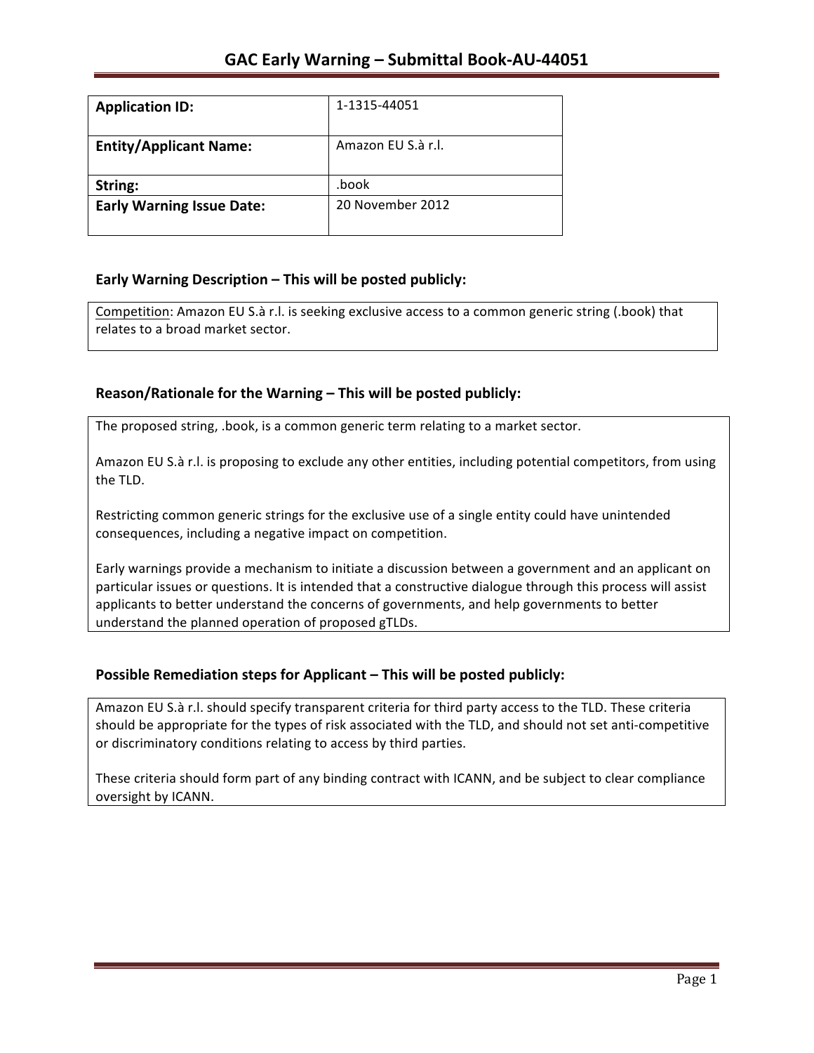# GAC Early Warning – Submittal Book-AU-44051

| **Application ID:** | 1-1315-44051 |
|---|---|
| **Entity/Applicant Name:** | Amazon EU S.à r.l. |
| **String:** | .book |
| **Early Warning Issue Date:** | 20 November 2012 |

## Early Warning Description – This will be posted publicly:

Competition: Amazon EU S.à r.l. is seeking exclusive access to a common generic string (.book) that relates to a broad market sector.

## Reason/Rationale for the Warning – This will be posted publicly:

The proposed string, .book, is a common generic term relating to a market sector.

Amazon EU S.à r.l. is proposing to exclude any other entities, including potential competitors, from using the TLD.

Restricting common generic strings for the exclusive use of a single entity could have unintended consequences, including a negative impact on competition.

Early warnings provide a mechanism to initiate a discussion between a government and an applicant on particular issues or questions. It is intended that a constructive dialogue through this process will assist applicants to better understand the concerns of governments, and help governments to better understand the planned operation of proposed gTLDs.

## Possible Remediation steps for Applicant – This will be posted publicly:

Amazon EU S.à r.l. should specify transparent criteria for third party access to the TLD. These criteria should be appropriate for the types of risk associated with the TLD, and should not set anti-competitive or discriminatory conditions relating to access by third parties.

These criteria should form part of any binding contract with ICANN, and be subject to clear compliance oversight by ICANN.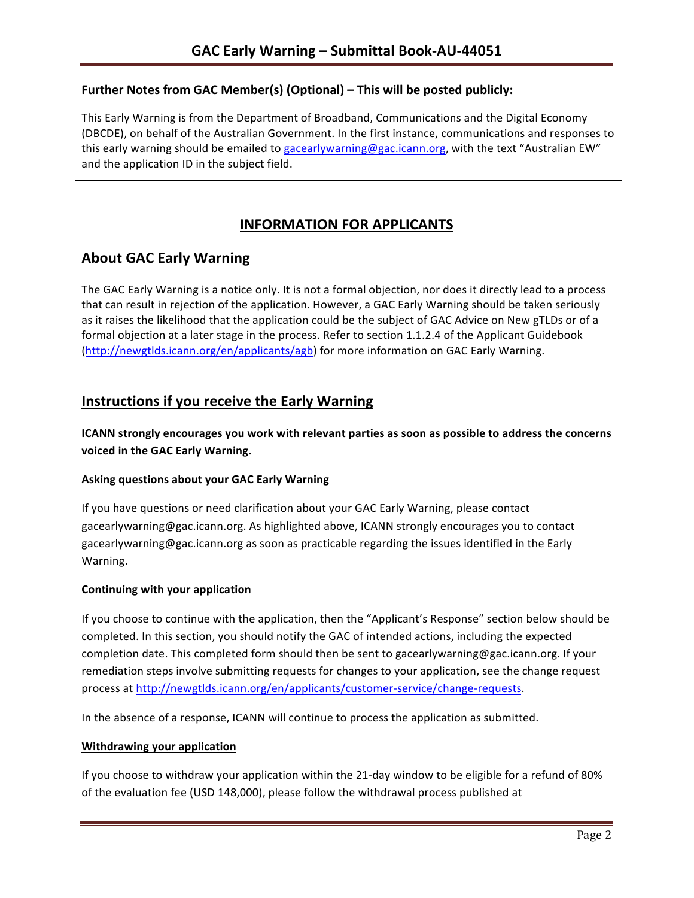### Further Notes from GAC Member(s) (Optional) – This will be posted publicly:

This Early Warning is from the Department of Broadband, Communications and the Digital Economy (DBCDE), on behalf of the Australian Government. In the first instance, communications and responses to this early warning should be emailed to gacearlywarning@gac.icann.org, with the text "Australian EW" and the application ID in the subject field.

## INFORMATION FOR APPLICANTS

## About GAC Early Warning

The GAC Early Warning is a notice only. It is not a formal objection, nor does it directly lead to a process that can result in rejection of the application. However, a GAC Early Warning should be taken seriously as it raises the likelihood that the application could be the subject of GAC Advice on New gTLDs or of a formal objection at a later stage in the process. Refer to section 1.1.2.4 of the Applicant Guidebook (http://newgtlds.icann.org/en/applicants/agb) for more information on GAC Early Warning.

## Instructions if you receive the Early Warning

**ICANN strongly encourages you work with relevant parties as soon as possible to address the concerns voiced in the GAC Early Warning.**

#### Asking questions about your GAC Early Warning

If you have questions or need clarification about your GAC Early Warning, please contact gacearlywarning@gac.icann.org. As highlighted above, ICANN strongly encourages you to contact gacearlywarning@gac.icann.org as soon as practicable regarding the issues identified in the Early Warning.

#### Continuing with your application

If you choose to continue with the application, then the "Applicant's Response" section below should be completed. In this section, you should notify the GAC of intended actions, including the expected completion date. This completed form should then be sent to gacearlywarning@gac.icann.org. If your remediation steps involve submitting requests for changes to your application, see the change request process at http://newgtlds.icann.org/en/applicants/customer-service/change-requests.

In the absence of a response, ICANN will continue to process the application as submitted.

#### Withdrawing your application

If you choose to withdraw your application within the 21-day window to be eligible for a refund of 80% of the evaluation fee (USD 148,000), please follow the withdrawal process published at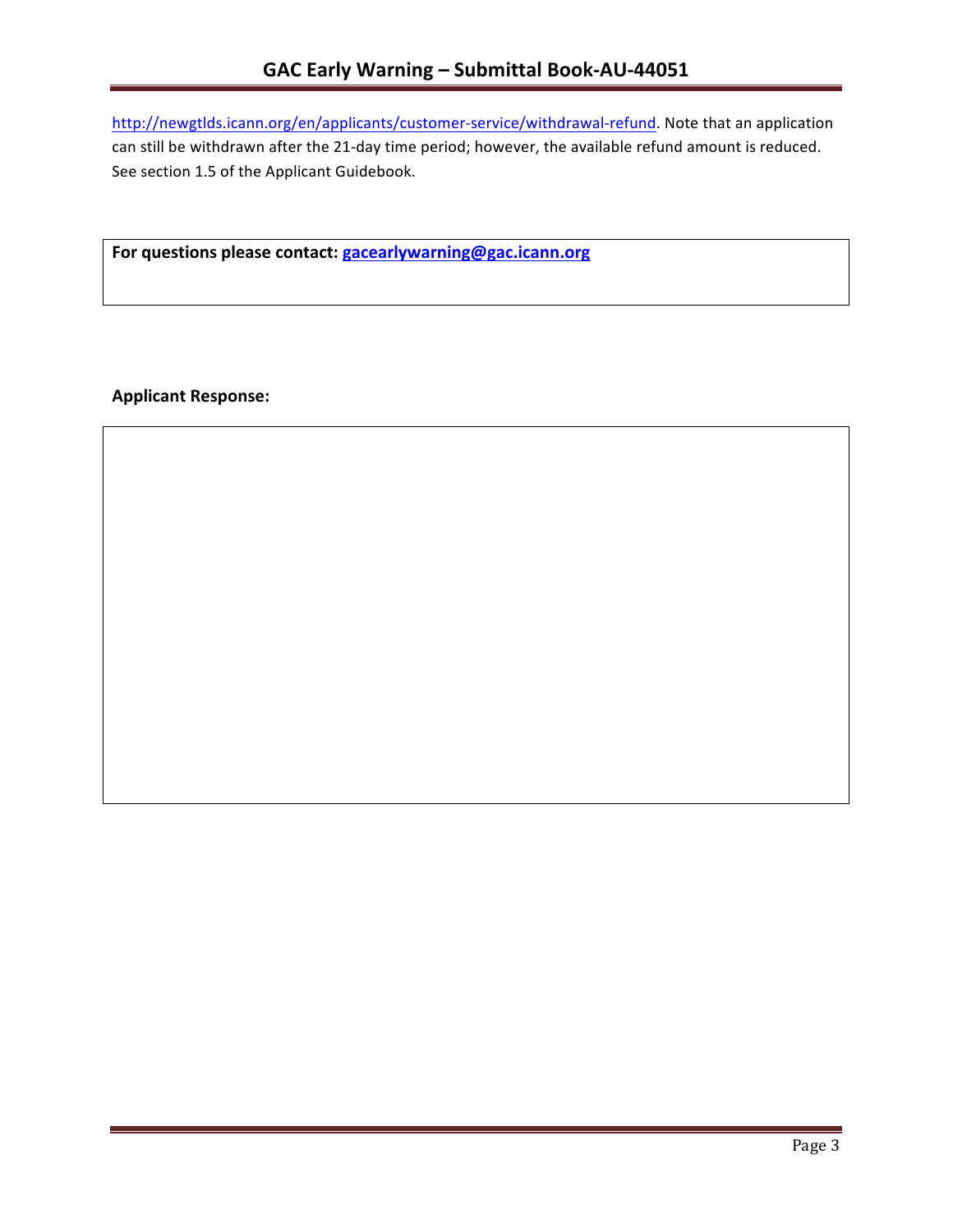http://newgtlds.icann.org/en/applicants/customer-service/withdrawal-refund. Note that an application can still be withdrawn after the 21-day time period; however, the available refund amount is reduced. See section 1.5 of the Applicant Guidebook.

**For questions please contact: gacearlywarning@gac.icann.org**

**Applicant Response:**